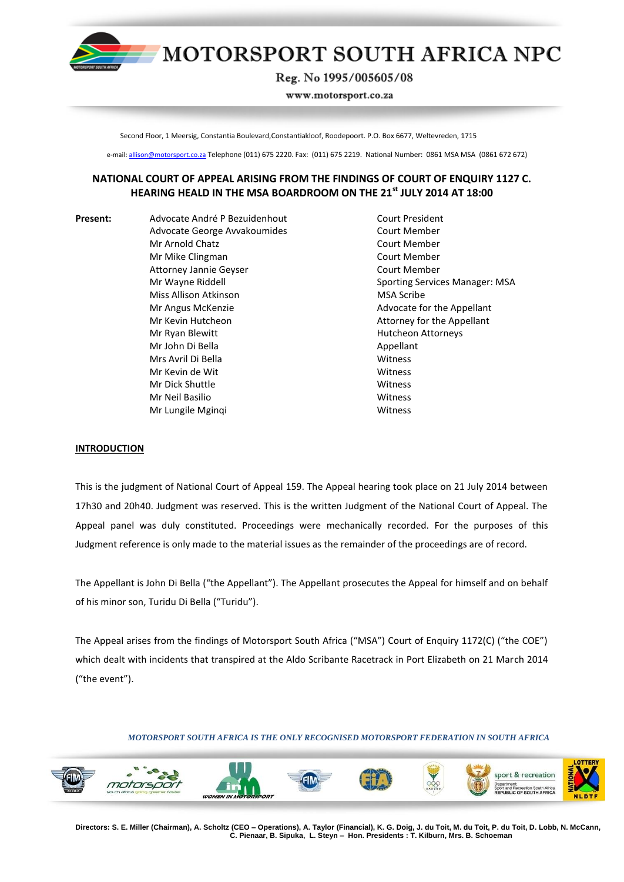# MOTORSPORT SOUTH AFRICA NPC

Reg. No 1995/005605/08

www.motorsport.co.za

Second Floor, 1 Meersig, Constantia Boulevard,Constantiakloof, Roodepoort. P.O. Box 6677, Weltevreden, 1715

e-mail: allison@motorsport.co.za Telephone (011) 675 2220. Fax: (011) 675 2219. National Number: 0861 MSA MSA (0861 672 672)

## NATIONAL COURT OF APPEAL ARISING FROM THE FINDINGS OF COURT OF ENQUIRY 1127 C. HEARING HEALD IN THE MSA BOARDROOM ON THE 21st JULY 2014 AT 18:00

**Present:**

| | |
|---|---|
| Advocate André P Bezuidenhout | Court President |
| Advocate George Avvakoumides | Court Member |
| Mr Arnold Chatz | Court Member |
| Mr Mike Clingman | Court Member |
| Attorney Jannie Geyser | Court Member |
| Mr Wayne Riddell | Sporting Services Manager: MSA |
| Miss Allison Atkinson | MSA Scribe |
| Mr Angus McKenzie | Advocate for the Appellant |
| Mr Kevin Hutcheon | Attorney for the Appellant |
| Mr Ryan Blewitt | Hutcheon Attorneys |
| Mr John Di Bella | Appellant |
| Mrs Avril Di Bella | Witness |
| Mr Kevin de Wit | Witness |
| Mr Dick Shuttle | Witness |
| Mr Neil Basilio | Witness |
| Mr Lungile Mginqi | Witness |

**INTRODUCTION**

This is the judgment of National Court of Appeal 159. The Appeal hearing took place on 21 July 2014 between 17h30 and 20h40. Judgment was reserved. This is the written Judgment of the National Court of Appeal. The Appeal panel was duly constituted. Proceedings were mechanically recorded. For the purposes of this Judgment reference is only made to the material issues as the remainder of the proceedings are of record.

The Appellant is John Di Bella ("the Appellant"). The Appellant prosecutes the Appeal for himself and on behalf of his minor son, Turidu Di Bella ("Turidu").

The Appeal arises from the findings of Motorsport South Africa ("MSA") Court of Enquiry 1172(C) ("the COE") which dealt with incidents that transpired at the Aldo Scribante Racetrack in Port Elizabeth on 21 March 2014 ("the event").

*MOTORSPORT SOUTH AFRICA IS THE ONLY RECOGNISED MOTORSPORT FEDERATION IN SOUTH AFRICA*

**Directors: S. E. Miller (Chairman), A. Scholtz (CEO – Operations), A. Taylor (Financial), K. G. Doig, J. du Toit, M. du Toit, P. du Toit, D. Lobb, N. McCann, C. Pienaar, B. Sipuka, L. Steyn – Hon. Presidents : T. Kilburn, Mrs. B. Schoeman**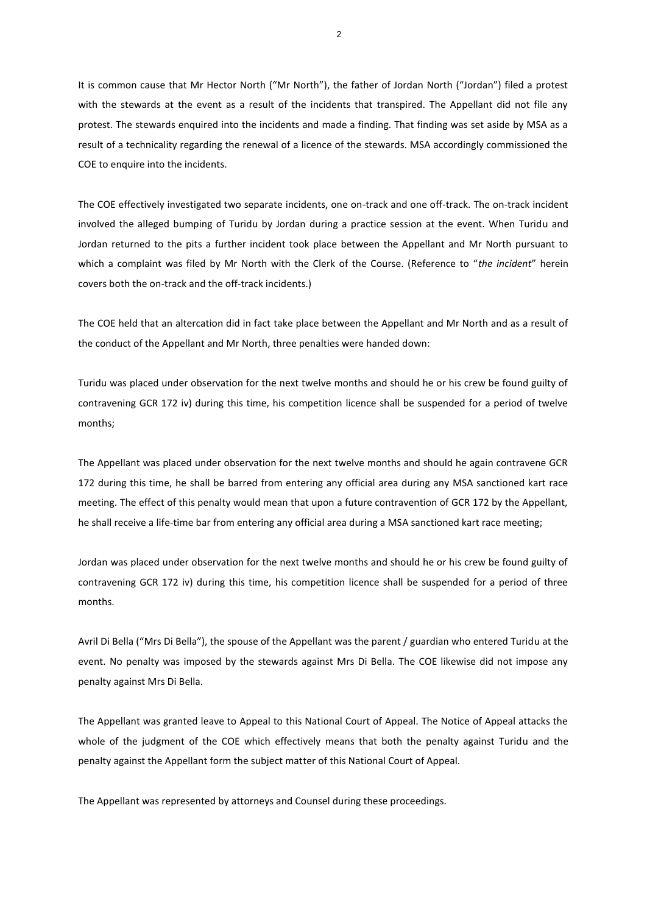It is common cause that Mr Hector North ("Mr North"), the father of Jordan North ("Jordan") filed a protest with the stewards at the event as a result of the incidents that transpired. The Appellant did not file any protest. The stewards enquired into the incidents and made a finding. That finding was set aside by MSA as a result of a technicality regarding the renewal of a licence of the stewards. MSA accordingly commissioned the COE to enquire into the incidents.

The COE effectively investigated two separate incidents, one on-track and one off-track. The on-track incident involved the alleged bumping of Turidu by Jordan during a practice session at the event. When Turidu and Jordan returned to the pits a further incident took place between the Appellant and Mr North pursuant to which a complaint was filed by Mr North with the Clerk of the Course. (Reference to "*the incident*" herein covers both the on-track and the off-track incidents.)

The COE held that an altercation did in fact take place between the Appellant and Mr North and as a result of the conduct of the Appellant and Mr North, three penalties were handed down:

Turidu was placed under observation for the next twelve months and should he or his crew be found guilty of contravening GCR 172 iv) during this time, his competition licence shall be suspended for a period of twelve months;

The Appellant was placed under observation for the next twelve months and should he again contravene GCR 172 during this time, he shall be barred from entering any official area during any MSA sanctioned kart race meeting. The effect of this penalty would mean that upon a future contravention of GCR 172 by the Appellant, he shall receive a life-time bar from entering any official area during a MSA sanctioned kart race meeting;

Jordan was placed under observation for the next twelve months and should he or his crew be found guilty of contravening GCR 172 iv) during this time, his competition licence shall be suspended for a period of three months.

Avril Di Bella ("Mrs Di Bella"), the spouse of the Appellant was the parent / guardian who entered Turidu at the event. No penalty was imposed by the stewards against Mrs Di Bella. The COE likewise did not impose any penalty against Mrs Di Bella.

The Appellant was granted leave to Appeal to this National Court of Appeal. The Notice of Appeal attacks the whole of the judgment of the COE which effectively means that both the penalty against Turidu and the penalty against the Appellant form the subject matter of this National Court of Appeal.

The Appellant was represented by attorneys and Counsel during these proceedings.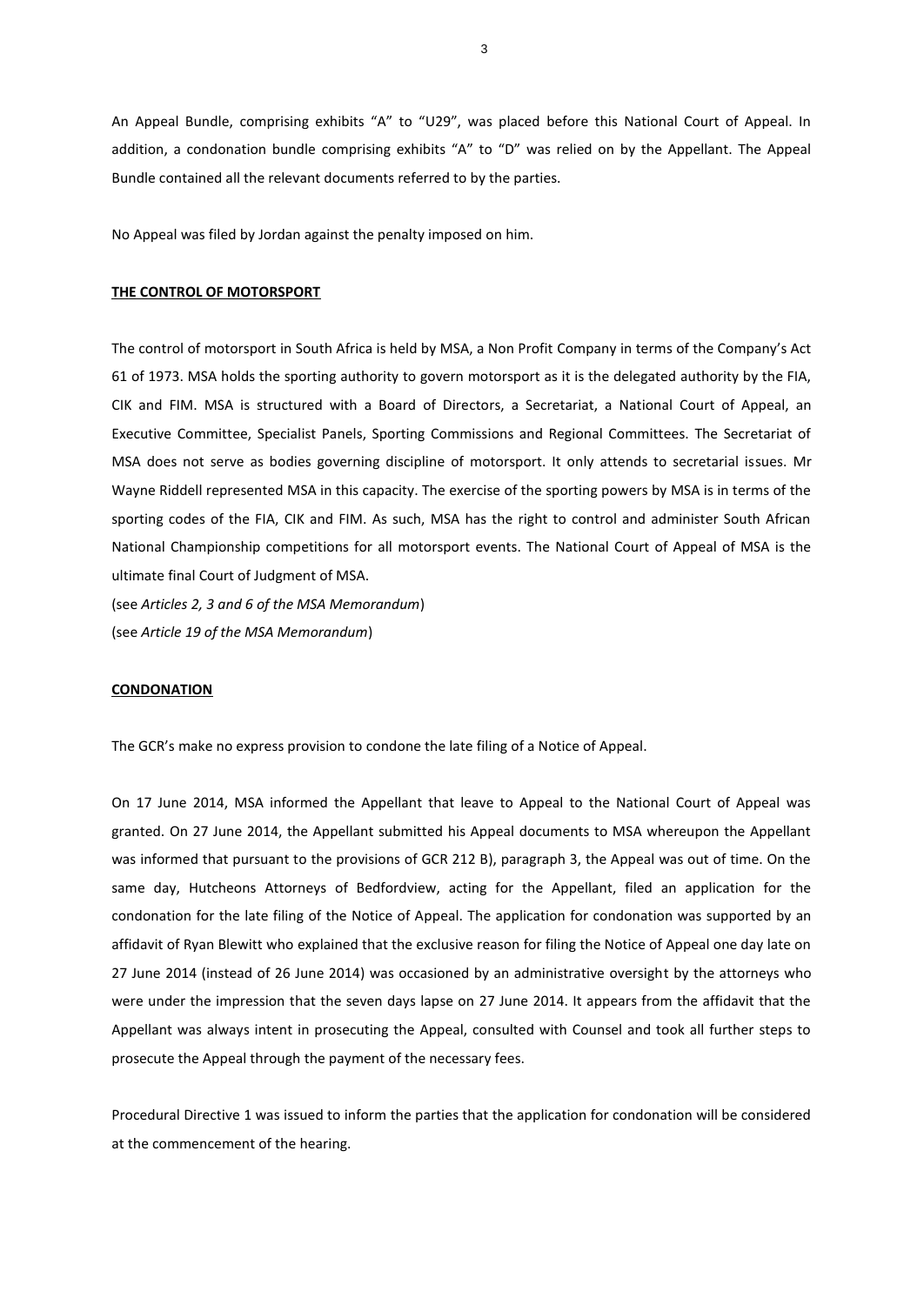An Appeal Bundle, comprising exhibits "A" to "U29", was placed before this National Court of Appeal. In addition, a condonation bundle comprising exhibits "A" to "D" was relied on by the Appellant. The Appeal Bundle contained all the relevant documents referred to by the parties.

No Appeal was filed by Jordan against the penalty imposed on him.

**THE CONTROL OF MOTORSPORT**

The control of motorsport in South Africa is held by MSA, a Non Profit Company in terms of the Company's Act 61 of 1973. MSA holds the sporting authority to govern motorsport as it is the delegated authority by the FIA, CIK and FIM. MSA is structured with a Board of Directors, a Secretariat, a National Court of Appeal, an Executive Committee, Specialist Panels, Sporting Commissions and Regional Committees. The Secretariat of MSA does not serve as bodies governing discipline of motorsport. It only attends to secretarial issues. Mr Wayne Riddell represented MSA in this capacity. The exercise of the sporting powers by MSA is in terms of the sporting codes of the FIA, CIK and FIM. As such, MSA has the right to control and administer South African National Championship competitions for all motorsport events. The National Court of Appeal of MSA is the ultimate final Court of Judgment of MSA.

(see *Articles 2, 3 and 6 of the MSA Memorandum*)
(see *Article 19 of the MSA Memorandum*)

**CONDONATION**

The GCR's make no express provision to condone the late filing of a Notice of Appeal.

On 17 June 2014, MSA informed the Appellant that leave to Appeal to the National Court of Appeal was granted. On 27 June 2014, the Appellant submitted his Appeal documents to MSA whereupon the Appellant was informed that pursuant to the provisions of GCR 212 B), paragraph 3, the Appeal was out of time. On the same day, Hutcheons Attorneys of Bedfordview, acting for the Appellant, filed an application for the condonation for the late filing of the Notice of Appeal. The application for condonation was supported by an affidavit of Ryan Blewitt who explained that the exclusive reason for filing the Notice of Appeal one day late on 27 June 2014 (instead of 26 June 2014) was occasioned by an administrative oversight by the attorneys who were under the impression that the seven days lapse on 27 June 2014. It appears from the affidavit that the Appellant was always intent in prosecuting the Appeal, consulted with Counsel and took all further steps to prosecute the Appeal through the payment of the necessary fees.

Procedural Directive 1 was issued to inform the parties that the application for condonation will be considered at the commencement of the hearing.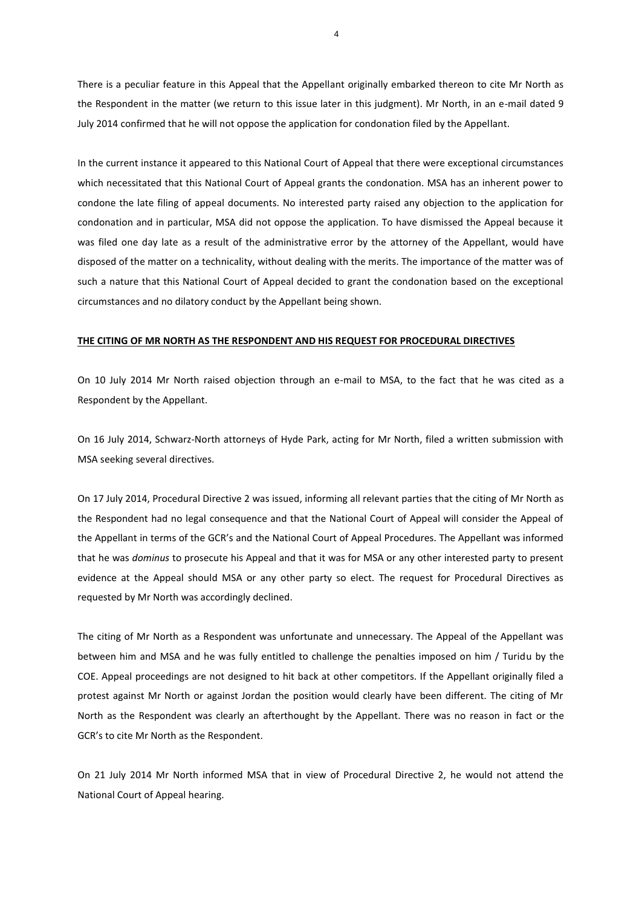There is a peculiar feature in this Appeal that the Appellant originally embarked thereon to cite Mr North as the Respondent in the matter (we return to this issue later in this judgment). Mr North, in an e-mail dated 9 July 2014 confirmed that he will not oppose the application for condonation filed by the Appellant.

In the current instance it appeared to this National Court of Appeal that there were exceptional circumstances which necessitated that this National Court of Appeal grants the condonation. MSA has an inherent power to condone the late filing of appeal documents. No interested party raised any objection to the application for condonation and in particular, MSA did not oppose the application. To have dismissed the Appeal because it was filed one day late as a result of the administrative error by the attorney of the Appellant, would have disposed of the matter on a technicality, without dealing with the merits. The importance of the matter was of such a nature that this National Court of Appeal decided to grant the condonation based on the exceptional circumstances and no dilatory conduct by the Appellant being shown.

**THE CITING OF MR NORTH AS THE RESPONDENT AND HIS REQUEST FOR PROCEDURAL DIRECTIVES**

On 10 July 2014 Mr North raised objection through an e-mail to MSA, to the fact that he was cited as a Respondent by the Appellant.

On 16 July 2014, Schwarz-North attorneys of Hyde Park, acting for Mr North, filed a written submission with MSA seeking several directives.

On 17 July 2014, Procedural Directive 2 was issued, informing all relevant parties that the citing of Mr North as the Respondent had no legal consequence and that the National Court of Appeal will consider the Appeal of the Appellant in terms of the GCR's and the National Court of Appeal Procedures. The Appellant was informed that he was *dominus* to prosecute his Appeal and that it was for MSA or any other interested party to present evidence at the Appeal should MSA or any other party so elect. The request for Procedural Directives as requested by Mr North was accordingly declined.

The citing of Mr North as a Respondent was unfortunate and unnecessary. The Appeal of the Appellant was between him and MSA and he was fully entitled to challenge the penalties imposed on him / Turidu by the COE. Appeal proceedings are not designed to hit back at other competitors. If the Appellant originally filed a protest against Mr North or against Jordan the position would clearly have been different. The citing of Mr North as the Respondent was clearly an afterthought by the Appellant. There was no reason in fact or the GCR's to cite Mr North as the Respondent.

On 21 July 2014 Mr North informed MSA that in view of Procedural Directive 2, he would not attend the National Court of Appeal hearing.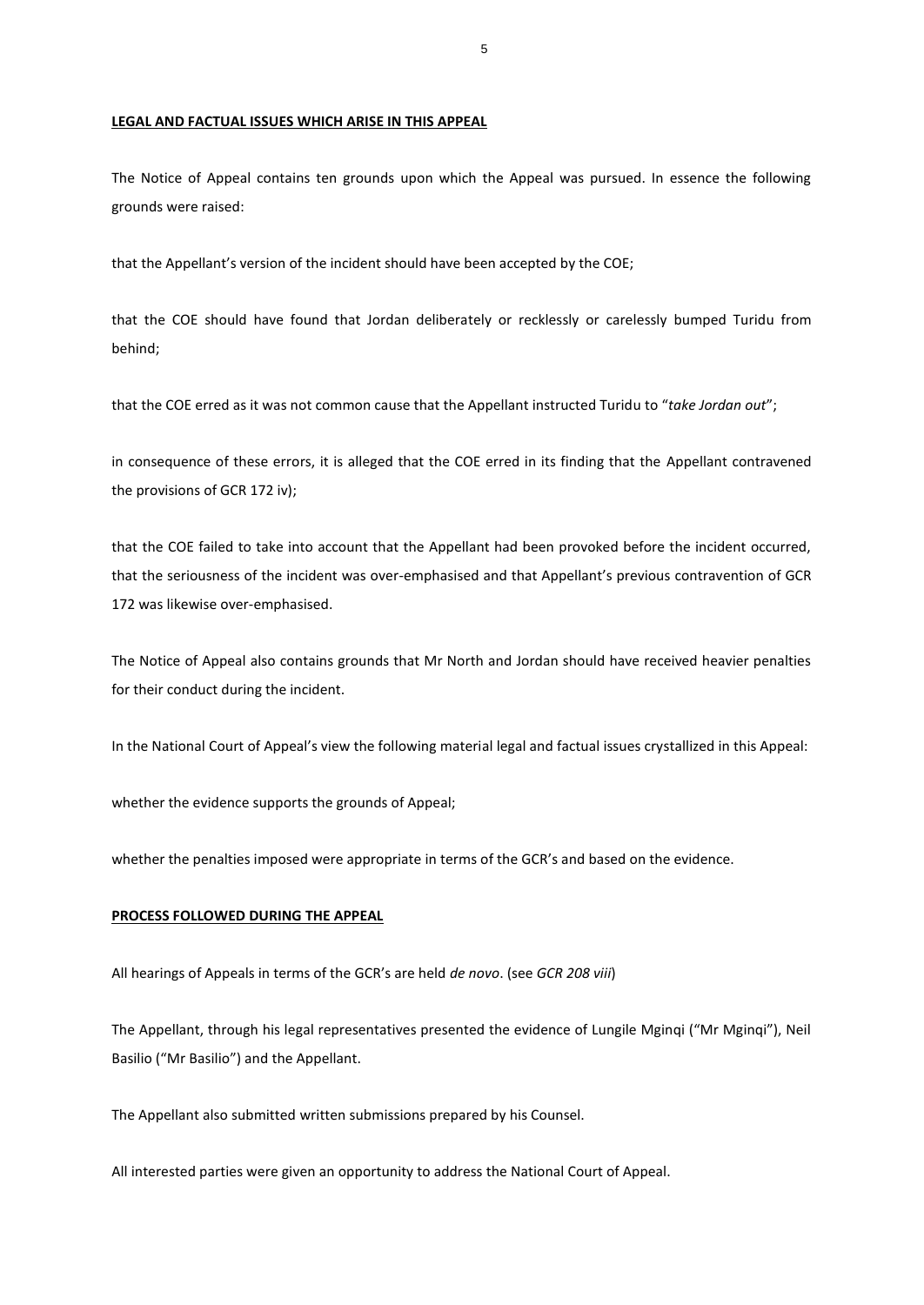**LEGAL AND FACTUAL ISSUES WHICH ARISE IN THIS APPEAL**

The Notice of Appeal contains ten grounds upon which the Appeal was pursued. In essence the following grounds were raised:

that the Appellant's version of the incident should have been accepted by the COE;

that the COE should have found that Jordan deliberately or recklessly or carelessly bumped Turidu from behind;

that the COE erred as it was not common cause that the Appellant instructed Turidu to "*take Jordan out*";

in consequence of these errors, it is alleged that the COE erred in its finding that the Appellant contravened the provisions of GCR 172 iv);

that the COE failed to take into account that the Appellant had been provoked before the incident occurred, that the seriousness of the incident was over-emphasised and that Appellant's previous contravention of GCR 172 was likewise over-emphasised.

The Notice of Appeal also contains grounds that Mr North and Jordan should have received heavier penalties for their conduct during the incident.

In the National Court of Appeal's view the following material legal and factual issues crystallized in this Appeal:

whether the evidence supports the grounds of Appeal;

whether the penalties imposed were appropriate in terms of the GCR's and based on the evidence.

**PROCESS FOLLOWED DURING THE APPEAL**

All hearings of Appeals in terms of the GCR's are held *de novo*. (see *GCR 208 viii*)

The Appellant, through his legal representatives presented the evidence of Lungile Mginqi ("Mr Mginqi"), Neil Basilio ("Mr Basilio") and the Appellant.

The Appellant also submitted written submissions prepared by his Counsel.

All interested parties were given an opportunity to address the National Court of Appeal.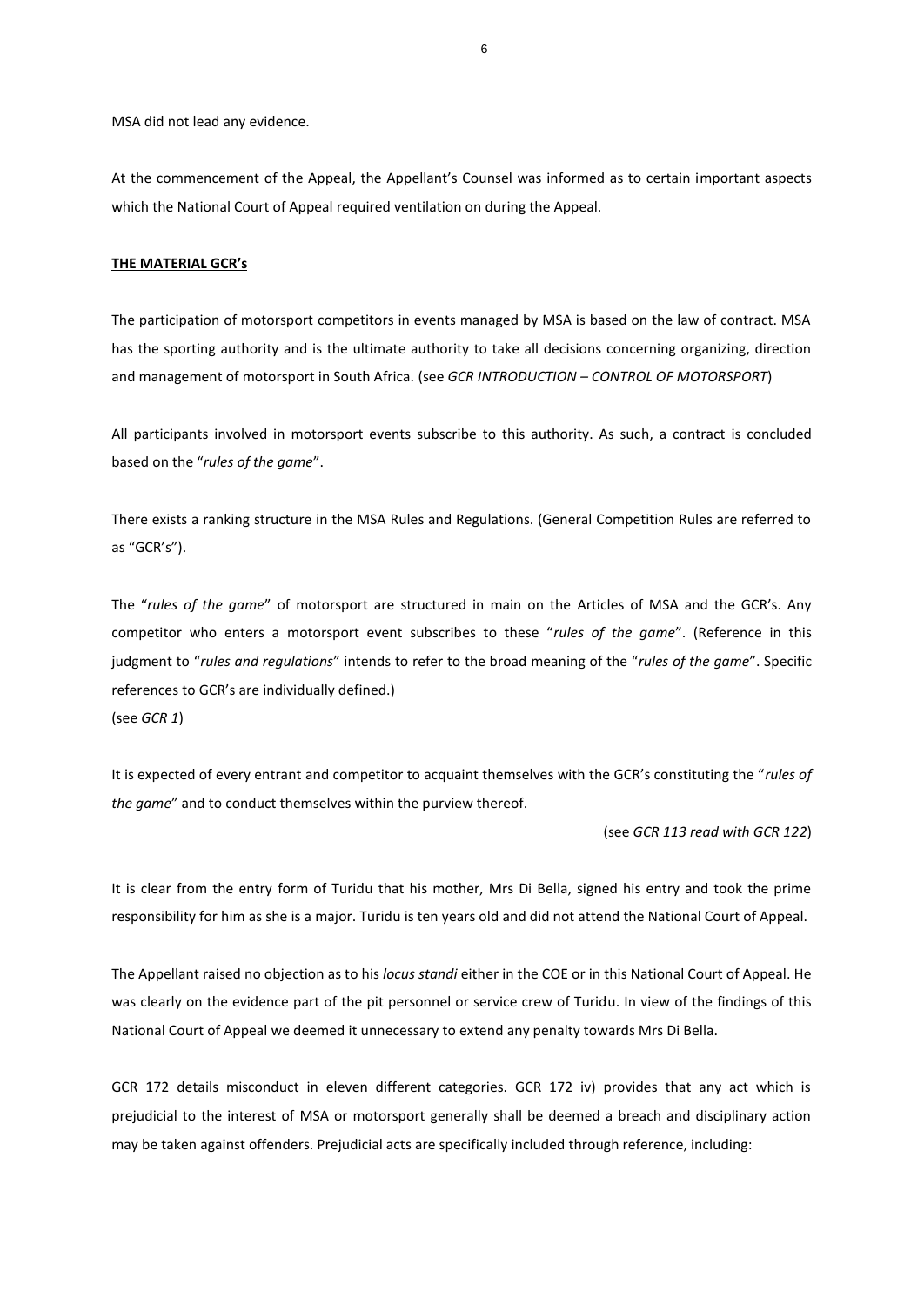MSA did not lead any evidence.

At the commencement of the Appeal, the Appellant's Counsel was informed as to certain important aspects which the National Court of Appeal required ventilation on during the Appeal.

**THE MATERIAL GCR's**

The participation of motorsport competitors in events managed by MSA is based on the law of contract. MSA has the sporting authority and is the ultimate authority to take all decisions concerning organizing, direction and management of motorsport in South Africa. (see *GCR INTRODUCTION – CONTROL OF MOTORSPORT*)

All participants involved in motorsport events subscribe to this authority. As such, a contract is concluded based on the "*rules of the game*".

There exists a ranking structure in the MSA Rules and Regulations. (General Competition Rules are referred to as "GCR's").

The "*rules of the game*" of motorsport are structured in main on the Articles of MSA and the GCR's. Any competitor who enters a motorsport event subscribes to these "*rules of the game*". (Reference in this judgment to "*rules and regulations*" intends to refer to the broad meaning of the "*rules of the game*". Specific references to GCR's are individually defined.)
(see *GCR 1*)

It is expected of every entrant and competitor to acquaint themselves with the GCR's constituting the "*rules of the game*" and to conduct themselves within the purview thereof.

(see *GCR 113 read with GCR 122*)

It is clear from the entry form of Turidu that his mother, Mrs Di Bella, signed his entry and took the prime responsibility for him as she is a major. Turidu is ten years old and did not attend the National Court of Appeal.

The Appellant raised no objection as to his *locus standi* either in the COE or in this National Court of Appeal. He was clearly on the evidence part of the pit personnel or service crew of Turidu. In view of the findings of this National Court of Appeal we deemed it unnecessary to extend any penalty towards Mrs Di Bella.

GCR 172 details misconduct in eleven different categories. GCR 172 iv) provides that any act which is prejudicial to the interest of MSA or motorsport generally shall be deemed a breach and disciplinary action may be taken against offenders. Prejudicial acts are specifically included through reference, including: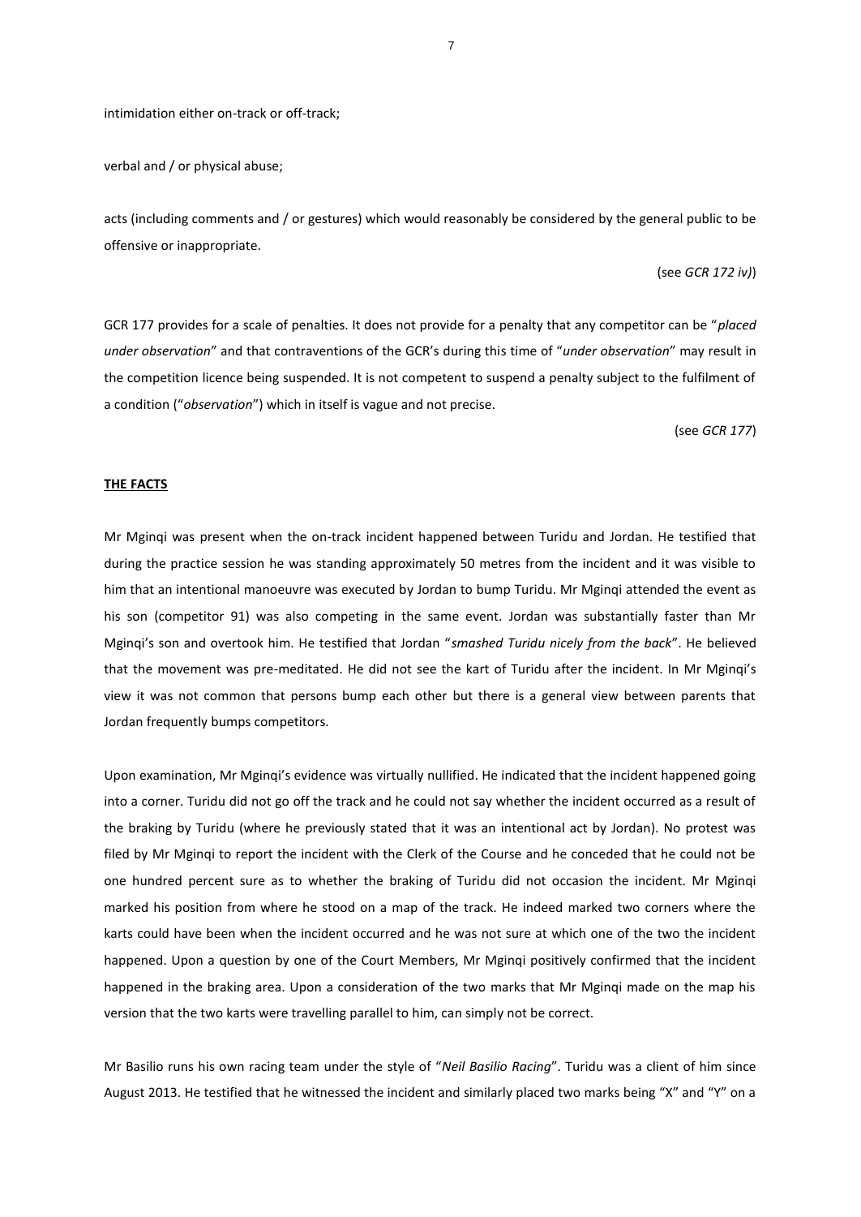intimidation either on-track or off-track;

verbal and / or physical abuse;

acts (including comments and / or gestures) which would reasonably be considered by the general public to be offensive or inappropriate.

(see *GCR 172 iv)*)

GCR 177 provides for a scale of penalties. It does not provide for a penalty that any competitor can be "*placed under observation*" and that contraventions of the GCR's during this time of "*under observation*" may result in the competition licence being suspended. It is not competent to suspend a penalty subject to the fulfilment of a condition ("*observation*") which in itself is vague and not precise.

(see *GCR 177*)

**THE FACTS**

Mr Mginqi was present when the on-track incident happened between Turidu and Jordan. He testified that during the practice session he was standing approximately 50 metres from the incident and it was visible to him that an intentional manoeuvre was executed by Jordan to bump Turidu. Mr Mginqi attended the event as his son (competitor 91) was also competing in the same event. Jordan was substantially faster than Mr Mginqi's son and overtook him. He testified that Jordan "*smashed Turidu nicely from the back*". He believed that the movement was pre-meditated. He did not see the kart of Turidu after the incident. In Mr Mginqi's view it was not common that persons bump each other but there is a general view between parents that Jordan frequently bumps competitors.

Upon examination, Mr Mginqi's evidence was virtually nullified. He indicated that the incident happened going into a corner. Turidu did not go off the track and he could not say whether the incident occurred as a result of the braking by Turidu (where he previously stated that it was an intentional act by Jordan). No protest was filed by Mr Mginqi to report the incident with the Clerk of the Course and he conceded that he could not be one hundred percent sure as to whether the braking of Turidu did not occasion the incident. Mr Mginqi marked his position from where he stood on a map of the track. He indeed marked two corners where the karts could have been when the incident occurred and he was not sure at which one of the two the incident happened. Upon a question by one of the Court Members, Mr Mginqi positively confirmed that the incident happened in the braking area. Upon a consideration of the two marks that Mr Mginqi made on the map his version that the two karts were travelling parallel to him, can simply not be correct.

Mr Basilio runs his own racing team under the style of "*Neil Basilio Racing*". Turidu was a client of him since August 2013. He testified that he witnessed the incident and similarly placed two marks being "X" and "Y" on a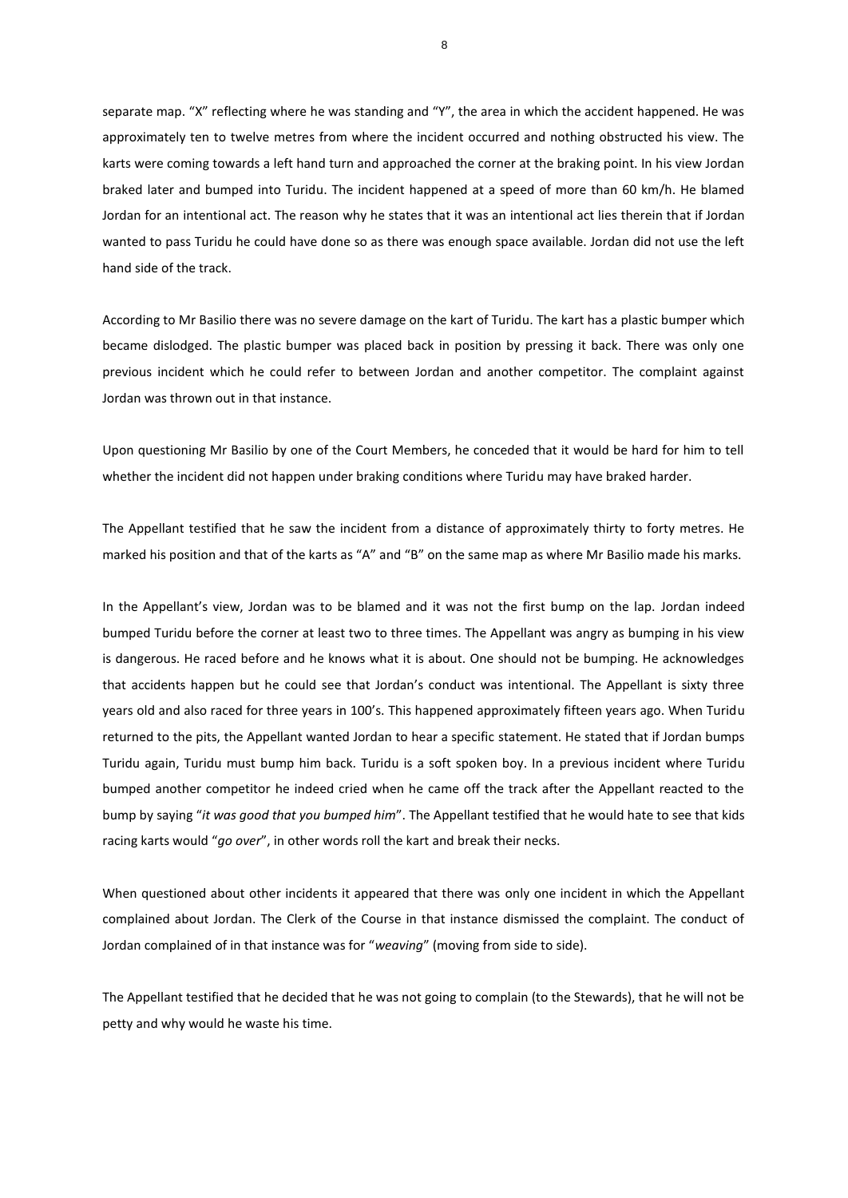separate map. "X" reflecting where he was standing and "Y", the area in which the accident happened. He was approximately ten to twelve metres from where the incident occurred and nothing obstructed his view. The karts were coming towards a left hand turn and approached the corner at the braking point. In his view Jordan braked later and bumped into Turidu. The incident happened at a speed of more than 60 km/h. He blamed Jordan for an intentional act. The reason why he states that it was an intentional act lies therein that if Jordan wanted to pass Turidu he could have done so as there was enough space available. Jordan did not use the left hand side of the track.

According to Mr Basilio there was no severe damage on the kart of Turidu. The kart has a plastic bumper which became dislodged. The plastic bumper was placed back in position by pressing it back. There was only one previous incident which he could refer to between Jordan and another competitor. The complaint against Jordan was thrown out in that instance.

Upon questioning Mr Basilio by one of the Court Members, he conceded that it would be hard for him to tell whether the incident did not happen under braking conditions where Turidu may have braked harder.

The Appellant testified that he saw the incident from a distance of approximately thirty to forty metres. He marked his position and that of the karts as "A" and "B" on the same map as where Mr Basilio made his marks.

In the Appellant's view, Jordan was to be blamed and it was not the first bump on the lap. Jordan indeed bumped Turidu before the corner at least two to three times. The Appellant was angry as bumping in his view is dangerous. He raced before and he knows what it is about. One should not be bumping. He acknowledges that accidents happen but he could see that Jordan's conduct was intentional. The Appellant is sixty three years old and also raced for three years in 100's. This happened approximately fifteen years ago. When Turidu returned to the pits, the Appellant wanted Jordan to hear a specific statement. He stated that if Jordan bumps Turidu again, Turidu must bump him back. Turidu is a soft spoken boy. In a previous incident where Turidu bumped another competitor he indeed cried when he came off the track after the Appellant reacted to the bump by saying "*it was good that you bumped him*". The Appellant testified that he would hate to see that kids racing karts would "*go over*", in other words roll the kart and break their necks.

When questioned about other incidents it appeared that there was only one incident in which the Appellant complained about Jordan. The Clerk of the Course in that instance dismissed the complaint. The conduct of Jordan complained of in that instance was for "*weaving*" (moving from side to side).

The Appellant testified that he decided that he was not going to complain (to the Stewards), that he will not be petty and why would he waste his time.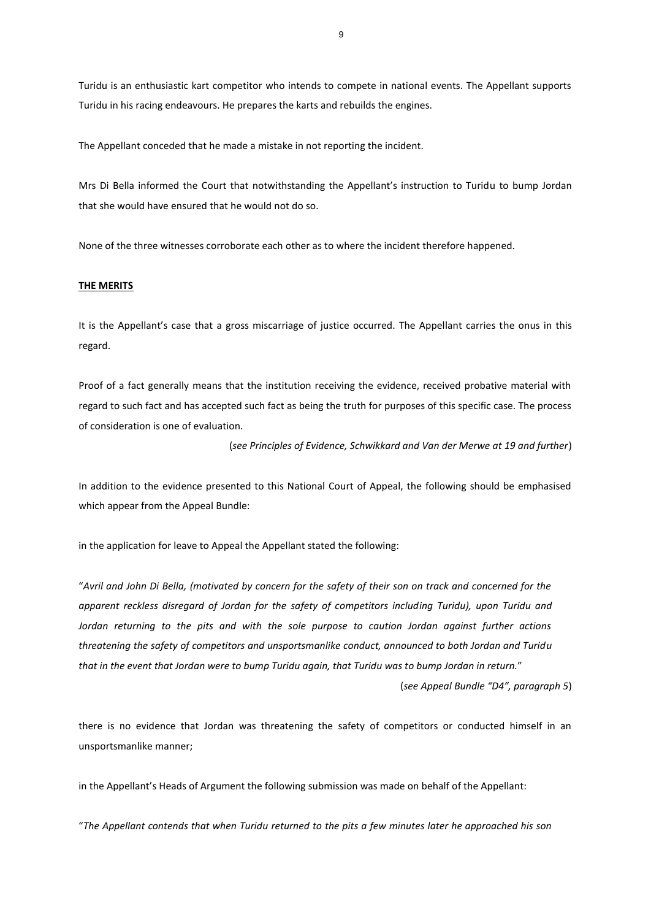Turidu is an enthusiastic kart competitor who intends to compete in national events. The Appellant supports Turidu in his racing endeavours. He prepares the karts and rebuilds the engines.

The Appellant conceded that he made a mistake in not reporting the incident.

Mrs Di Bella informed the Court that notwithstanding the Appellant's instruction to Turidu to bump Jordan that she would have ensured that he would not do so.

None of the three witnesses corroborate each other as to where the incident therefore happened.

**THE MERITS**

It is the Appellant's case that a gross miscarriage of justice occurred. The Appellant carries the onus in this regard.

Proof of a fact generally means that the institution receiving the evidence, received probative material with regard to such fact and has accepted such fact as being the truth for purposes of this specific case. The process of consideration is one of evaluation.

(*see Principles of Evidence, Schwikkard and Van der Merwe at 19 and further*)

In addition to the evidence presented to this National Court of Appeal, the following should be emphasised which appear from the Appeal Bundle:

in the application for leave to Appeal the Appellant stated the following:

"*Avril and John Di Bella, (motivated by concern for the safety of their son on track and concerned for the apparent reckless disregard of Jordan for the safety of competitors including Turidu), upon Turidu and Jordan returning to the pits and with the sole purpose to caution Jordan against further actions threatening the safety of competitors and unsportsmanlike conduct, announced to both Jordan and Turidu that in the event that Jordan were to bump Turidu again, that Turidu was to bump Jordan in return.*"

(*see Appeal Bundle "D4", paragraph 5*)

there is no evidence that Jordan was threatening the safety of competitors or conducted himself in an unsportsmanlike manner;

in the Appellant's Heads of Argument the following submission was made on behalf of the Appellant:

"*The Appellant contends that when Turidu returned to the pits a few minutes later he approached his son*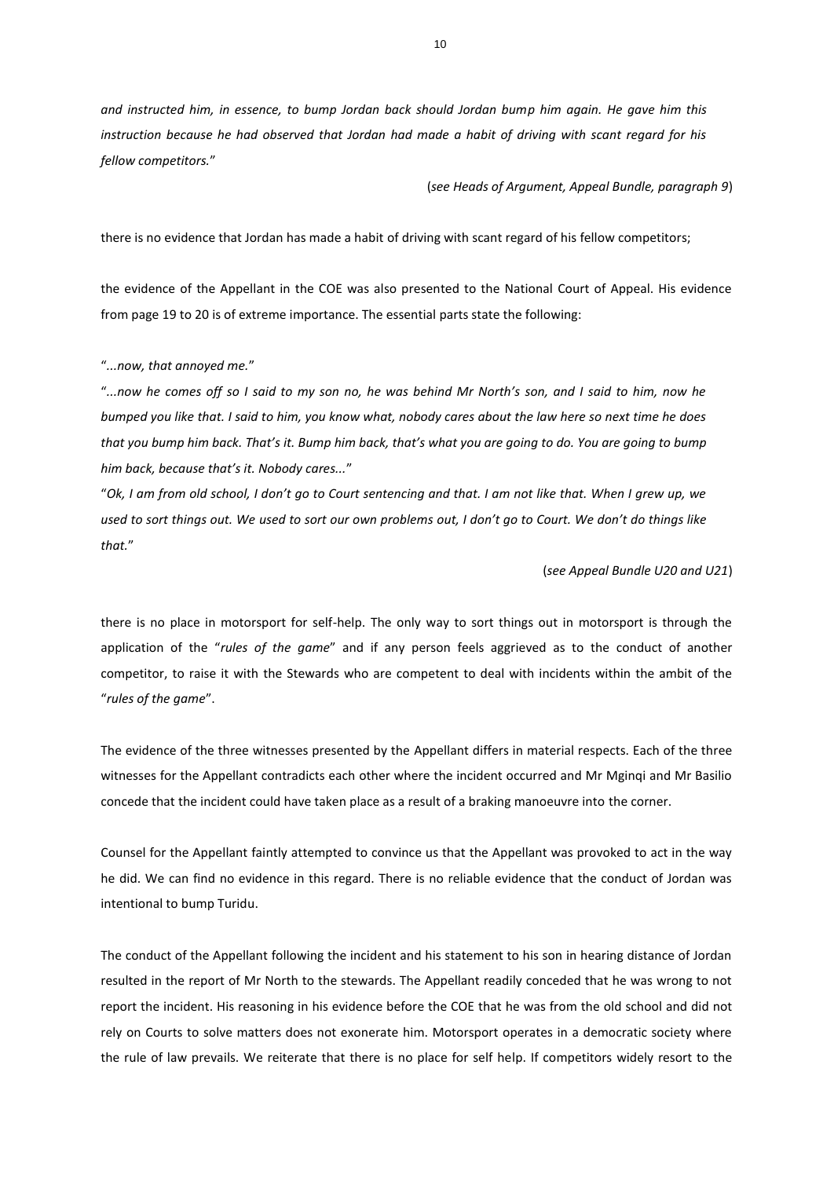*and instructed him, in essence, to bump Jordan back should Jordan bump him again. He gave him this instruction because he had observed that Jordan had made a habit of driving with scant regard for his fellow competitors.*"

(*see Heads of Argument, Appeal Bundle, paragraph 9*)

there is no evidence that Jordan has made a habit of driving with scant regard of his fellow competitors;

the evidence of the Appellant in the COE was also presented to the National Court of Appeal. His evidence from page 19 to 20 is of extreme importance. The essential parts state the following:

"*...now, that annoyed me.*"

"*...now he comes off so I said to my son no, he was behind Mr North's son, and I said to him, now he bumped you like that. I said to him, you know what, nobody cares about the law here so next time he does that you bump him back. That's it. Bump him back, that's what you are going to do. You are going to bump him back, because that's it. Nobody cares...*"

"*Ok, I am from old school, I don't go to Court sentencing and that. I am not like that. When I grew up, we used to sort things out. We used to sort our own problems out, I don't go to Court. We don't do things like that.*"

(*see Appeal Bundle U20 and U21*)

there is no place in motorsport for self-help. The only way to sort things out in motorsport is through the application of the "*rules of the game*" and if any person feels aggrieved as to the conduct of another competitor, to raise it with the Stewards who are competent to deal with incidents within the ambit of the "*rules of the game*".

The evidence of the three witnesses presented by the Appellant differs in material respects. Each of the three witnesses for the Appellant contradicts each other where the incident occurred and Mr Mginqi and Mr Basilio concede that the incident could have taken place as a result of a braking manoeuvre into the corner.

Counsel for the Appellant faintly attempted to convince us that the Appellant was provoked to act in the way he did. We can find no evidence in this regard. There is no reliable evidence that the conduct of Jordan was intentional to bump Turidu.

The conduct of the Appellant following the incident and his statement to his son in hearing distance of Jordan resulted in the report of Mr North to the stewards. The Appellant readily conceded that he was wrong to not report the incident. His reasoning in his evidence before the COE that he was from the old school and did not rely on Courts to solve matters does not exonerate him. Motorsport operates in a democratic society where the rule of law prevails. We reiterate that there is no place for self help. If competitors widely resort to the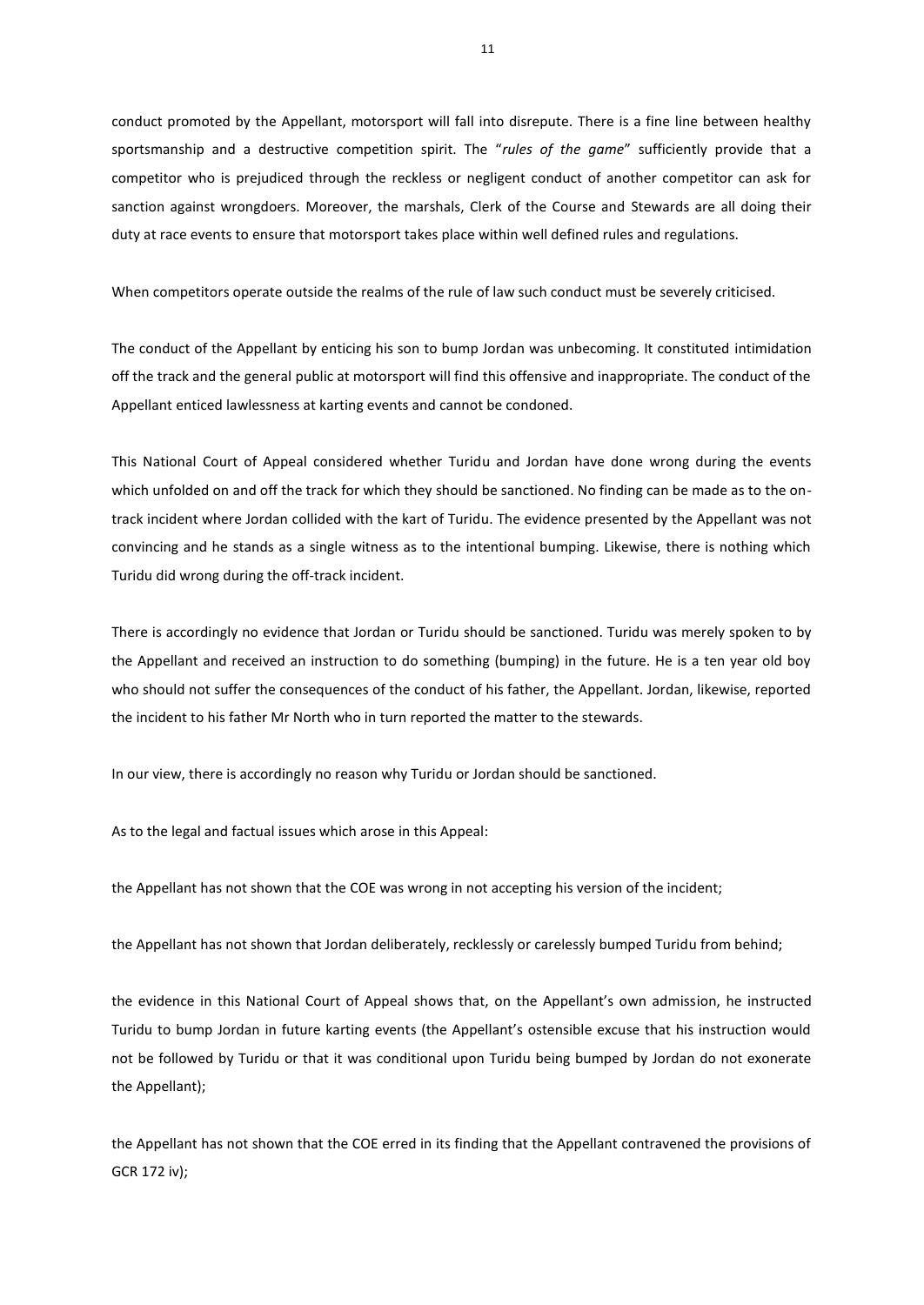conduct promoted by the Appellant, motorsport will fall into disrepute. There is a fine line between healthy sportsmanship and a destructive competition spirit. The "*rules of the game*" sufficiently provide that a competitor who is prejudiced through the reckless or negligent conduct of another competitor can ask for sanction against wrongdoers. Moreover, the marshals, Clerk of the Course and Stewards are all doing their duty at race events to ensure that motorsport takes place within well defined rules and regulations.

When competitors operate outside the realms of the rule of law such conduct must be severely criticised.

The conduct of the Appellant by enticing his son to bump Jordan was unbecoming. It constituted intimidation off the track and the general public at motorsport will find this offensive and inappropriate. The conduct of the Appellant enticed lawlessness at karting events and cannot be condoned.

This National Court of Appeal considered whether Turidu and Jordan have done wrong during the events which unfolded on and off the track for which they should be sanctioned. No finding can be made as to the on-track incident where Jordan collided with the kart of Turidu. The evidence presented by the Appellant was not convincing and he stands as a single witness as to the intentional bumping. Likewise, there is nothing which Turidu did wrong during the off-track incident.

There is accordingly no evidence that Jordan or Turidu should be sanctioned. Turidu was merely spoken to by the Appellant and received an instruction to do something (bumping) in the future. He is a ten year old boy who should not suffer the consequences of the conduct of his father, the Appellant. Jordan, likewise, reported the incident to his father Mr North who in turn reported the matter to the stewards.

In our view, there is accordingly no reason why Turidu or Jordan should be sanctioned.

As to the legal and factual issues which arose in this Appeal:

the Appellant has not shown that the COE was wrong in not accepting his version of the incident;

the Appellant has not shown that Jordan deliberately, recklessly or carelessly bumped Turidu from behind;

the evidence in this National Court of Appeal shows that, on the Appellant's own admission, he instructed Turidu to bump Jordan in future karting events (the Appellant's ostensible excuse that his instruction would not be followed by Turidu or that it was conditional upon Turidu being bumped by Jordan do not exonerate the Appellant);

the Appellant has not shown that the COE erred in its finding that the Appellant contravened the provisions of GCR 172 iv);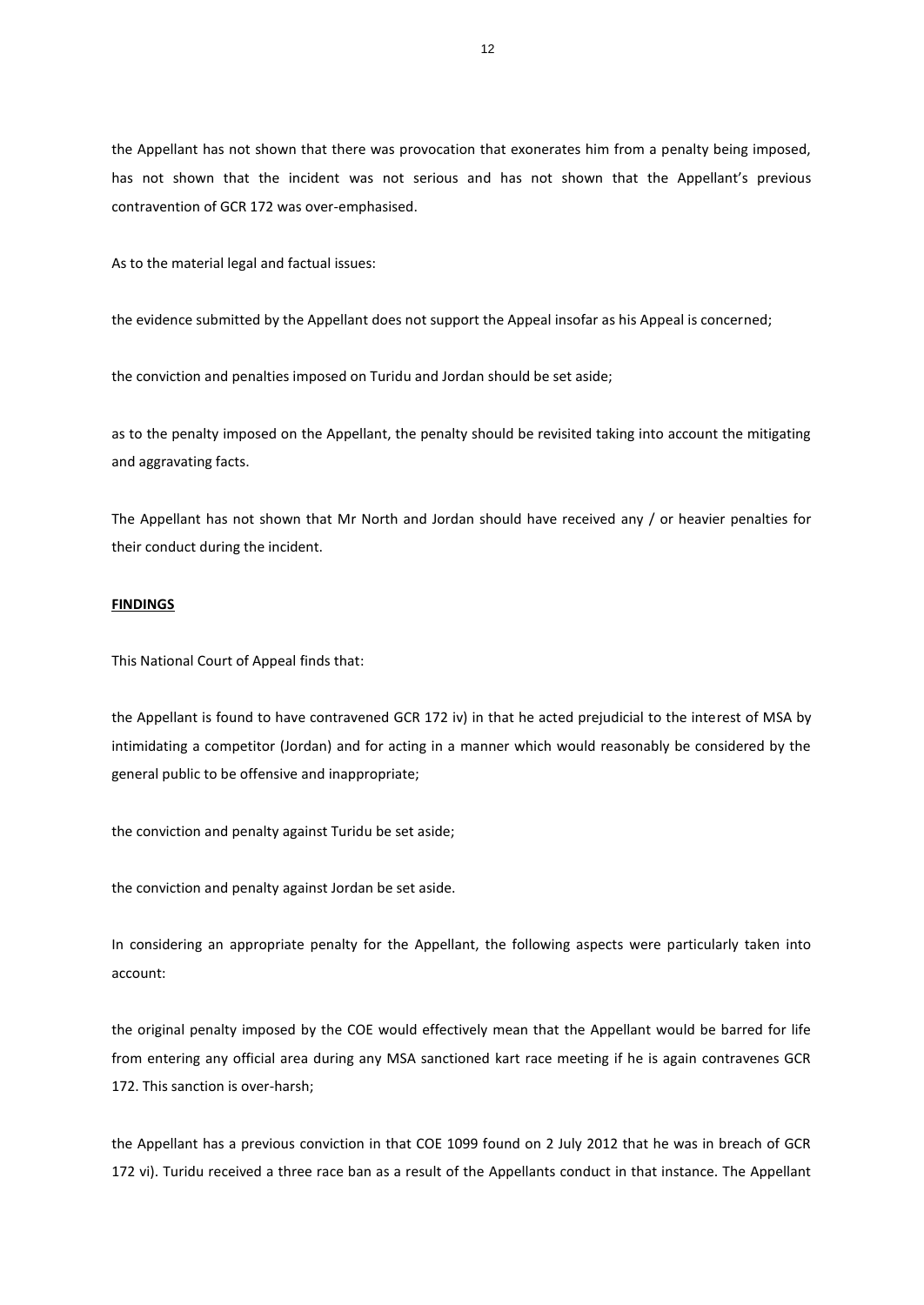the Appellant has not shown that there was provocation that exonerates him from a penalty being imposed, has not shown that the incident was not serious and has not shown that the Appellant's previous contravention of GCR 172 was over-emphasised.

As to the material legal and factual issues:

the evidence submitted by the Appellant does not support the Appeal insofar as his Appeal is concerned;

the conviction and penalties imposed on Turidu and Jordan should be set aside;

as to the penalty imposed on the Appellant, the penalty should be revisited taking into account the mitigating and aggravating facts.

The Appellant has not shown that Mr North and Jordan should have received any / or heavier penalties for their conduct during the incident.

**FINDINGS**

This National Court of Appeal finds that:

the Appellant is found to have contravened GCR 172 iv) in that he acted prejudicial to the interest of MSA by intimidating a competitor (Jordan) and for acting in a manner which would reasonably be considered by the general public to be offensive and inappropriate;

the conviction and penalty against Turidu be set aside;

the conviction and penalty against Jordan be set aside.

In considering an appropriate penalty for the Appellant, the following aspects were particularly taken into account:

the original penalty imposed by the COE would effectively mean that the Appellant would be barred for life from entering any official area during any MSA sanctioned kart race meeting if he is again contravenes GCR 172. This sanction is over-harsh;

the Appellant has a previous conviction in that COE 1099 found on 2 July 2012 that he was in breach of GCR 172 vi). Turidu received a three race ban as a result of the Appellants conduct in that instance. The Appellant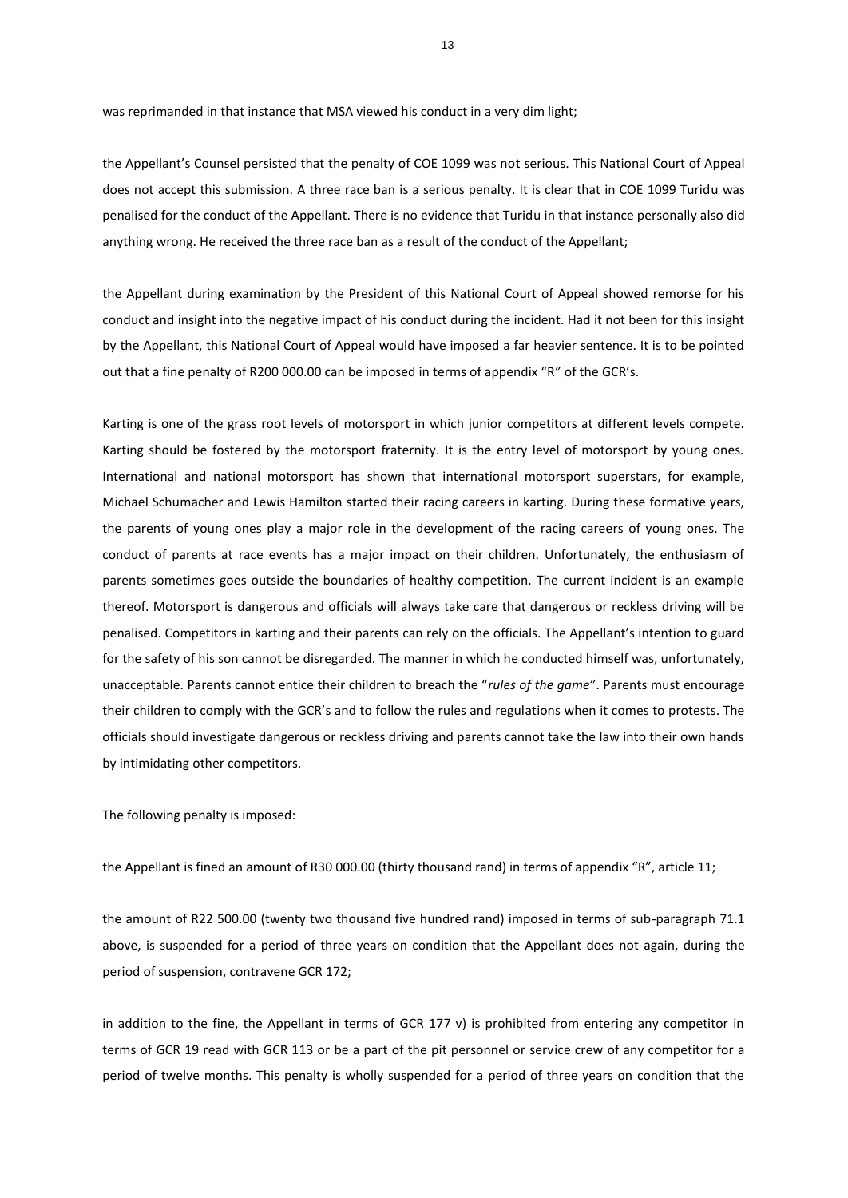was reprimanded in that instance that MSA viewed his conduct in a very dim light;

the Appellant's Counsel persisted that the penalty of COE 1099 was not serious. This National Court of Appeal does not accept this submission. A three race ban is a serious penalty. It is clear that in COE 1099 Turidu was penalised for the conduct of the Appellant. There is no evidence that Turidu in that instance personally also did anything wrong. He received the three race ban as a result of the conduct of the Appellant;

the Appellant during examination by the President of this National Court of Appeal showed remorse for his conduct and insight into the negative impact of his conduct during the incident. Had it not been for this insight by the Appellant, this National Court of Appeal would have imposed a far heavier sentence. It is to be pointed out that a fine penalty of R200 000.00 can be imposed in terms of appendix "R" of the GCR's.

Karting is one of the grass root levels of motorsport in which junior competitors at different levels compete. Karting should be fostered by the motorsport fraternity. It is the entry level of motorsport by young ones. International and national motorsport has shown that international motorsport superstars, for example, Michael Schumacher and Lewis Hamilton started their racing careers in karting. During these formative years, the parents of young ones play a major role in the development of the racing careers of young ones. The conduct of parents at race events has a major impact on their children. Unfortunately, the enthusiasm of parents sometimes goes outside the boundaries of healthy competition. The current incident is an example thereof. Motorsport is dangerous and officials will always take care that dangerous or reckless driving will be penalised. Competitors in karting and their parents can rely on the officials. The Appellant's intention to guard for the safety of his son cannot be disregarded. The manner in which he conducted himself was, unfortunately, unacceptable. Parents cannot entice their children to breach the "*rules of the game*". Parents must encourage their children to comply with the GCR's and to follow the rules and regulations when it comes to protests. The officials should investigate dangerous or reckless driving and parents cannot take the law into their own hands by intimidating other competitors.

The following penalty is imposed:

the Appellant is fined an amount of R30 000.00 (thirty thousand rand) in terms of appendix "R", article 11;

the amount of R22 500.00 (twenty two thousand five hundred rand) imposed in terms of sub-paragraph 71.1 above, is suspended for a period of three years on condition that the Appellant does not again, during the period of suspension, contravene GCR 172;

in addition to the fine, the Appellant in terms of GCR 177 v) is prohibited from entering any competitor in terms of GCR 19 read with GCR 113 or be a part of the pit personnel or service crew of any competitor for a period of twelve months. This penalty is wholly suspended for a period of three years on condition that the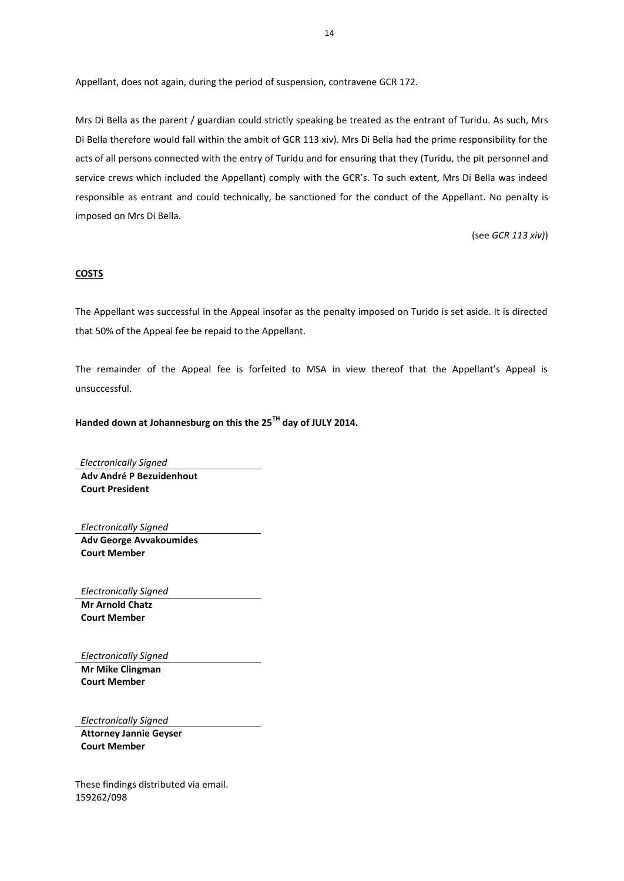Appellant, does not again, during the period of suspension, contravene GCR 172.

Mrs Di Bella as the parent / guardian could strictly speaking be treated as the entrant of Turidu. As such, Mrs Di Bella therefore would fall within the ambit of GCR 113 xiv). Mrs Di Bella had the prime responsibility for the acts of all persons connected with the entry of Turidu and for ensuring that they (Turidu, the pit personnel and service crews which included the Appellant) comply with the GCR's. To such extent, Mrs Di Bella was indeed responsible as entrant and could technically, be sanctioned for the conduct of the Appellant. No penalty is imposed on Mrs Di Bella.

(see *GCR 113 xiv)*)

**COSTS**

The Appellant was successful in the Appeal insofar as the penalty imposed on Turido is set aside. It is directed that 50% of the Appeal fee be repaid to the Appellant.

The remainder of the Appeal fee is forfeited to MSA in view thereof that the Appellant's Appeal is unsuccessful.

**Handed down at Johannesburg on this the 25TH day of JULY 2014.**

*Electronically Signed*
**Adv André P Bezuidenhout**
**Court President**

*Electronically Signed*
**Adv George Avvakoumides**
**Court Member**

*Electronically Signed*
**Mr Arnold Chatz**
**Court Member**

*Electronically Signed*
**Mr Mike Clingman**
**Court Member**

*Electronically Signed*
**Attorney Jannie Geyser**
**Court Member**

These findings distributed via email.
159262/098